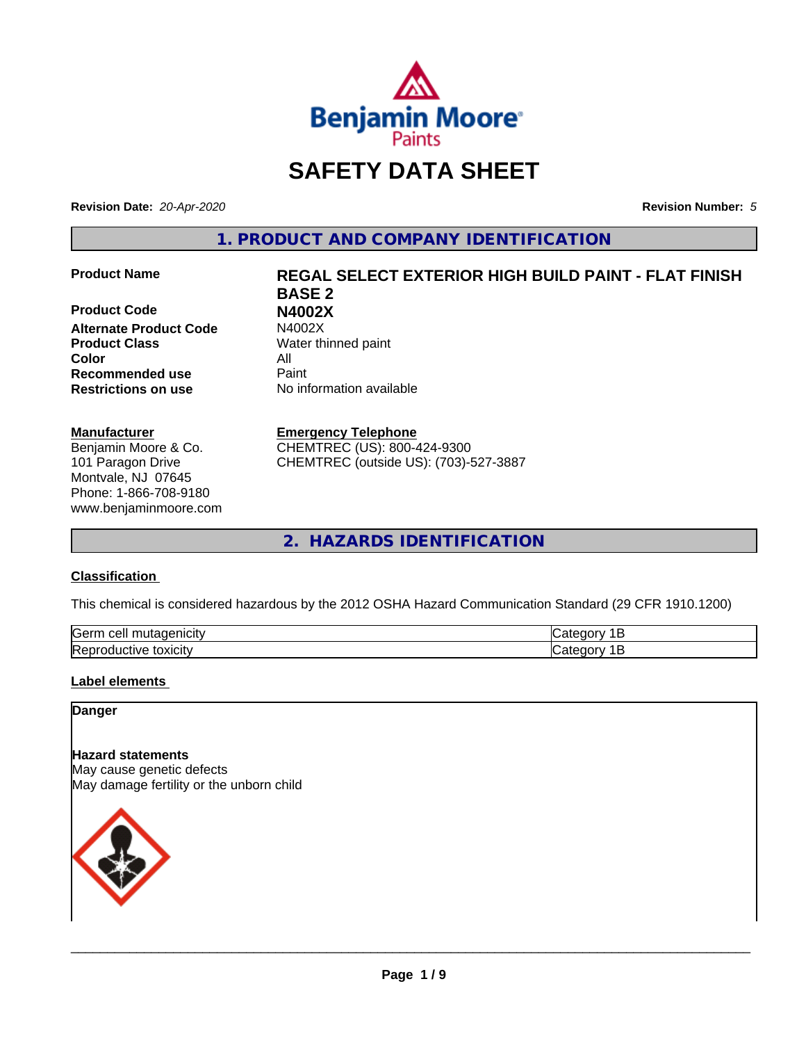Benjamin Moore Paints

# SAFETY DATA SHEET

**Revision Date:** *20-Apr-2020* **Revision Number:** *5*

## 1. PRODUCT AND COMPANY IDENTIFICATION

| | |
|---|---|
| **Product Name** | **REGAL SELECT EXTERIOR HIGH BUILD PAINT - FLAT FINISH BASE 2** |
| **Product Code** | **N4002X** |
| **Alternate Product Code** | N4002X |
| **Product Class** | Water thinned paint |
| **Color** | All |
| **Recommended use** | Paint |
| **Restrictions on use** | No information available |

**Manufacturer**
Benjamin Moore & Co.
101 Paragon Drive
Montvale, NJ 07645
Phone: 1-866-708-9180
www.benjaminmoore.com

**Emergency Telephone**
CHEMTREC (US): 800-424-9300
CHEMTREC (outside US): (703)-527-3887

## 2. HAZARDS IDENTIFICATION

### Classification

This chemical is considered hazardous by the 2012 OSHA Hazard Communication Standard (29 CFR 1910.1200)

| | |
|---|---|
| Germ cell mutagenicity | Category 1B |
| Reproductive toxicity | Category 1B |

### Label elements

**Danger**

**Hazard statements**
May cause genetic defects
May damage fertility or the unborn child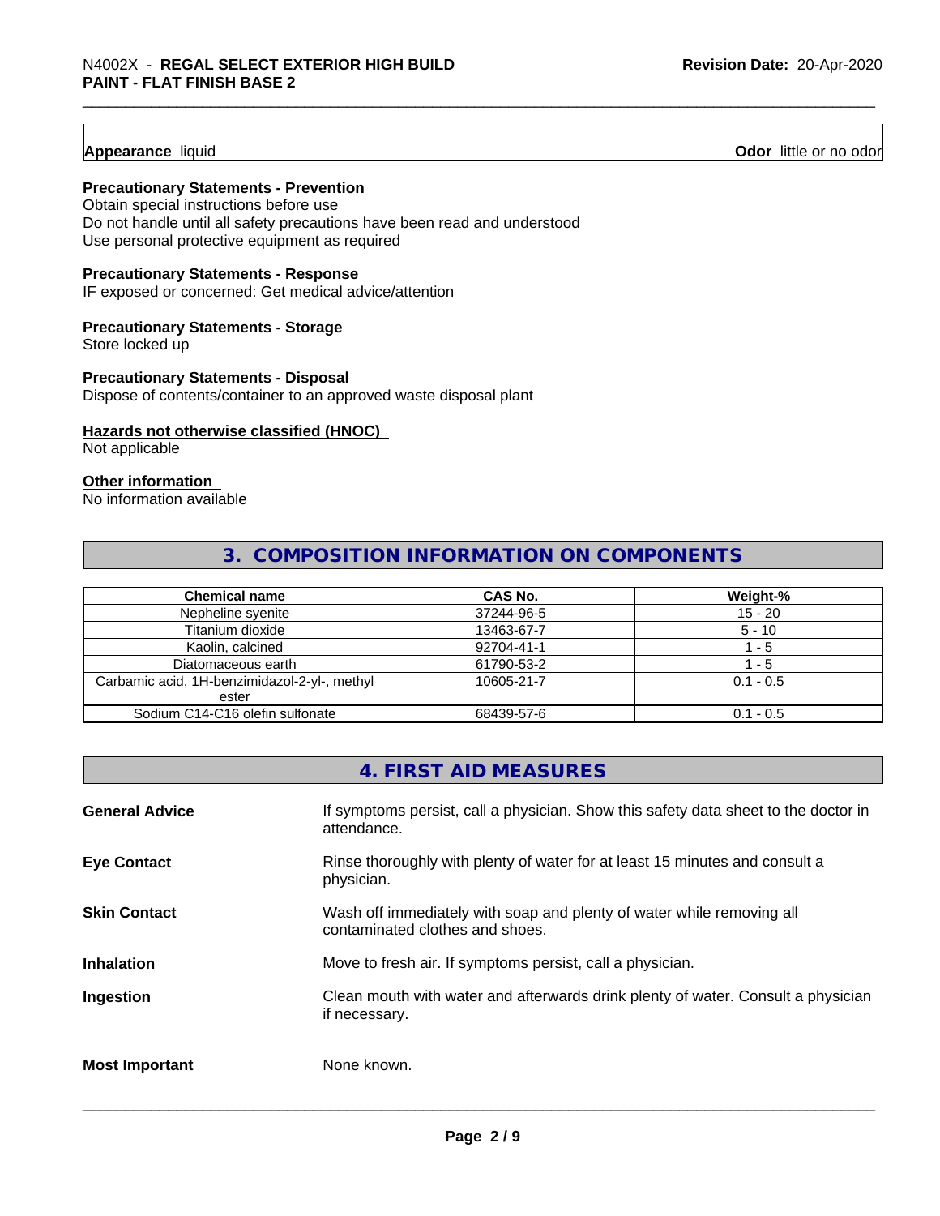**Appearance** liquid **Odor** little or no odor

**Precautionary Statements - Prevention**
Obtain special instructions before use
Do not handle until all safety precautions have been read and understood
Use personal protective equipment as required

**Precautionary Statements - Response**
IF exposed or concerned: Get medical advice/attention

**Precautionary Statements - Storage**
Store locked up

**Precautionary Statements - Disposal**
Dispose of contents/container to an approved waste disposal plant

**Hazards not otherwise classified (HNOC)**
Not applicable

**Other information**
No information available

## 3. COMPOSITION INFORMATION ON COMPONENTS

| Chemical name | CAS No. | Weight-% |
|---|---|---|
| Nepheline syenite | 37244-96-5 | 15 - 20 |
| Titanium dioxide | 13463-67-7 | 5 - 10 |
| Kaolin, calcined | 92704-41-1 | 1 - 5 |
| Diatomaceous earth | 61790-53-2 | 1 - 5 |
| Carbamic acid, 1H-benzimidazol-2-yl-, methyl ester | 10605-21-7 | 0.1 - 0.5 |
| Sodium C14-C16 olefin sulfonate | 68439-57-6 | 0.1 - 0.5 |

## 4. FIRST AID MEASURES

**General Advice** If symptoms persist, call a physician. Show this safety data sheet to the doctor in attendance.

**Eye Contact** Rinse thoroughly with plenty of water for at least 15 minutes and consult a physician.

**Skin Contact** Wash off immediately with soap and plenty of water while removing all contaminated clothes and shoes.

**Inhalation** Move to fresh air. If symptoms persist, call a physician.

**Ingestion** Clean mouth with water and afterwards drink plenty of water. Consult a physician if necessary.

**Most Important** None known.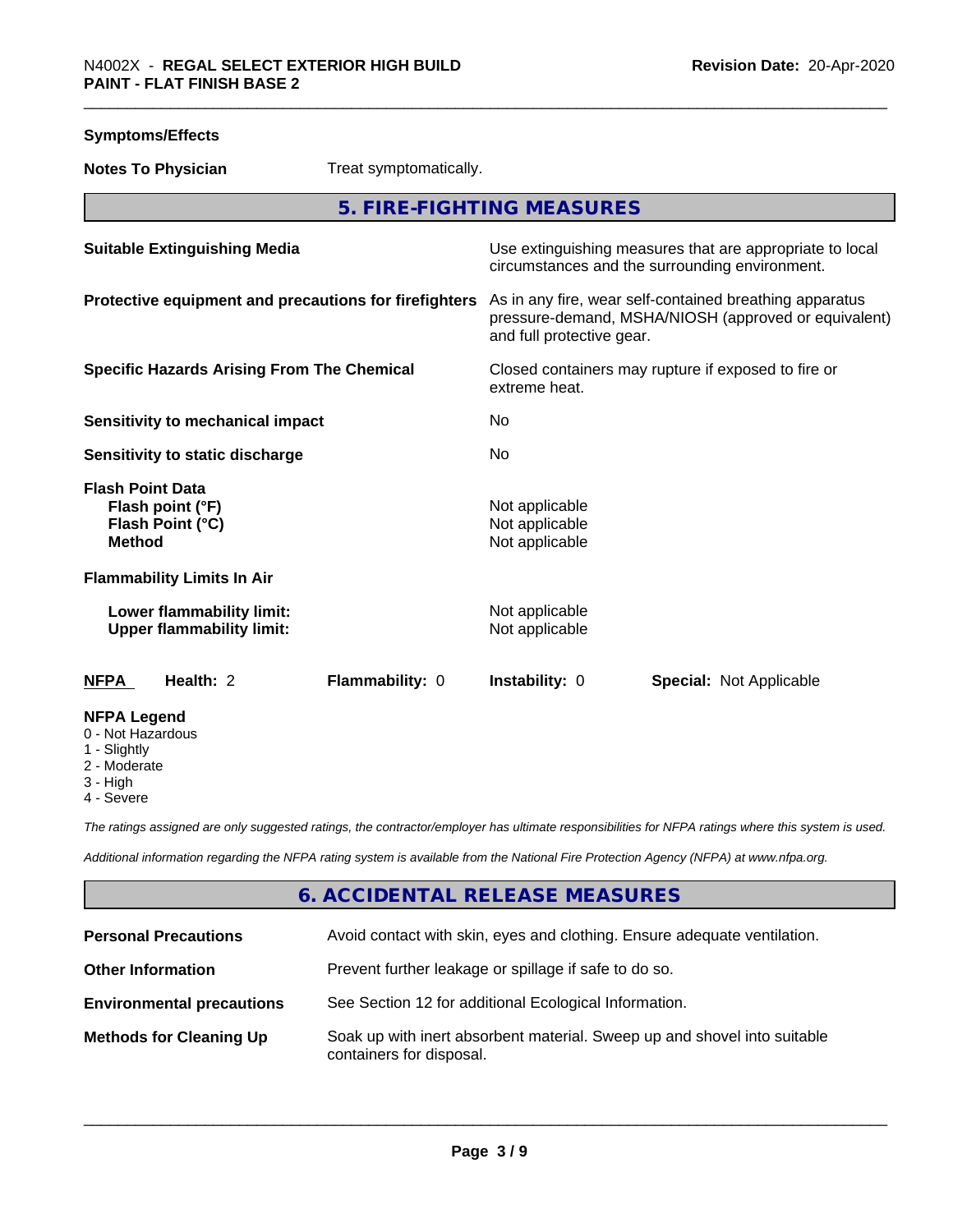**Symptoms/Effects**

**Notes To Physician** Treat symptomatically.

## 5. FIRE-FIGHTING MEASURES

| | |
|---|---|
| **Suitable Extinguishing Media** | Use extinguishing measures that are appropriate to local circumstances and the surrounding environment. |
| **Protective equipment and precautions for firefighters** | As in any fire, wear self-contained breathing apparatus pressure-demand, MSHA/NIOSH (approved or equivalent) and full protective gear. |
| **Specific Hazards Arising From The Chemical** | Closed containers may rupture if exposed to fire or extreme heat. |
| **Sensitivity to mechanical impact** | No |
| **Sensitivity to static discharge** | No |

**Flash Point Data**

| | |
|---|---|
| **Flash point (°F)** | Not applicable |
| **Flash Point (°C)** | Not applicable |
| **Method** | Not applicable |

**Flammability Limits In Air**

| | |
|---|---|
| **Lower flammability limit:** | Not applicable |
| **Upper flammability limit:** | Not applicable |

| **NFPA** | **Health:** 2 | **Flammability:** 0 | **Instability:** 0 | **Special:** Not Applicable |
|---|---|---|---|---|

**NFPA Legend**
- 0 - Not Hazardous
- 1 - Slightly
- 2 - Moderate
- 3 - High
- 4 - Severe

*The ratings assigned are only suggested ratings, the contractor/employer has ultimate responsibilities for NFPA ratings where this system is used.*

*Additional information regarding the NFPA rating system is available from the National Fire Protection Agency (NFPA) at www.nfpa.org.*

## 6. ACCIDENTAL RELEASE MEASURES

| | |
|---|---|
| **Personal Precautions** | Avoid contact with skin, eyes and clothing. Ensure adequate ventilation. |
| **Other Information** | Prevent further leakage or spillage if safe to do so. |
| **Environmental precautions** | See Section 12 for additional Ecological Information. |
| **Methods for Cleaning Up** | Soak up with inert absorbent material. Sweep up and shovel into suitable containers for disposal. |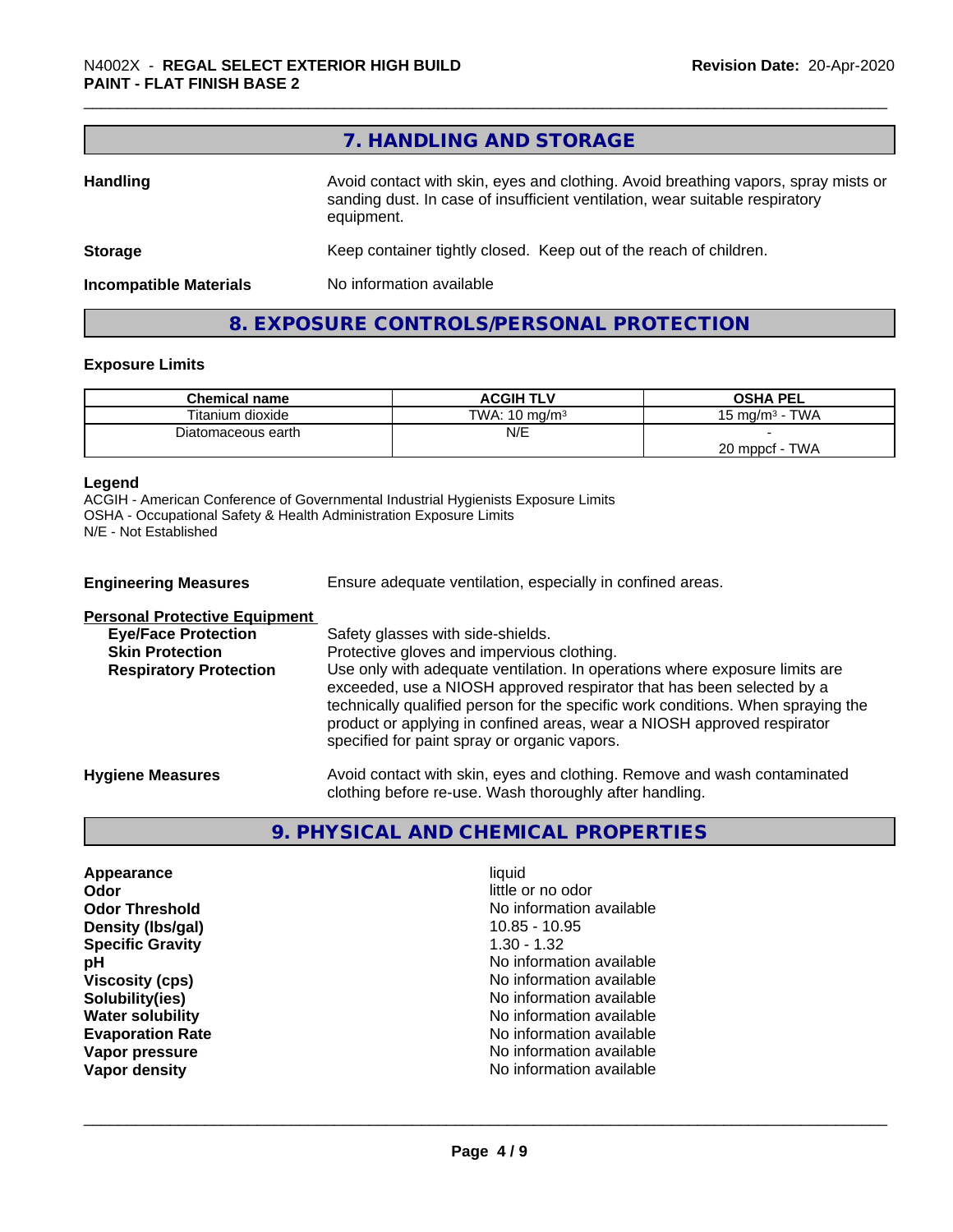## 7. HANDLING AND STORAGE

**Handling** — Avoid contact with skin, eyes and clothing. Avoid breathing vapors, spray mists or sanding dust. In case of insufficient ventilation, wear suitable respiratory equipment.

**Storage** — Keep container tightly closed. Keep out of the reach of children.

**Incompatible Materials** — No information available

## 8. EXPOSURE CONTROLS/PERSONAL PROTECTION

### Exposure Limits

| Chemical name | ACGIH TLV | OSHA PEL |
|---|---|---|
| Titanium dioxide | TWA: 10 mg/m³ | 15 mg/m³ - TWA |
| Diatomaceous earth | N/E | -<br>20 mppcf - TWA |

**Legend**
ACGIH - American Conference of Governmental Industrial Hygienists Exposure Limits
OSHA - Occupational Safety & Health Administration Exposure Limits
N/E - Not Established

**Engineering Measures** — Ensure adequate ventilation, especially in confined areas.

**Personal Protective Equipment**

- **Eye/Face Protection** — Safety glasses with side-shields.
- **Skin Protection** — Protective gloves and impervious clothing.
- **Respiratory Protection** — Use only with adequate ventilation. In operations where exposure limits are exceeded, use a NIOSH approved respirator that has been selected by a technically qualified person for the specific work conditions. When spraying the product or applying in confined areas, wear a NIOSH approved respirator specified for paint spray or organic vapors.

**Hygiene Measures** — Avoid contact with skin, eyes and clothing. Remove and wash contaminated clothing before re-use. Wash thoroughly after handling.

## 9. PHYSICAL AND CHEMICAL PROPERTIES

| Property | Value |
|---|---|
| **Appearance** | liquid |
| **Odor** | little or no odor |
| **Odor Threshold** | No information available |
| **Density (lbs/gal)** | 10.85 - 10.95 |
| **Specific Gravity** | 1.30 - 1.32 |
| **pH** | No information available |
| **Viscosity (cps)** | No information available |
| **Solubility(ies)** | No information available |
| **Water solubility** | No information available |
| **Evaporation Rate** | No information available |
| **Vapor pressure** | No information available |
| **Vapor density** | No information available |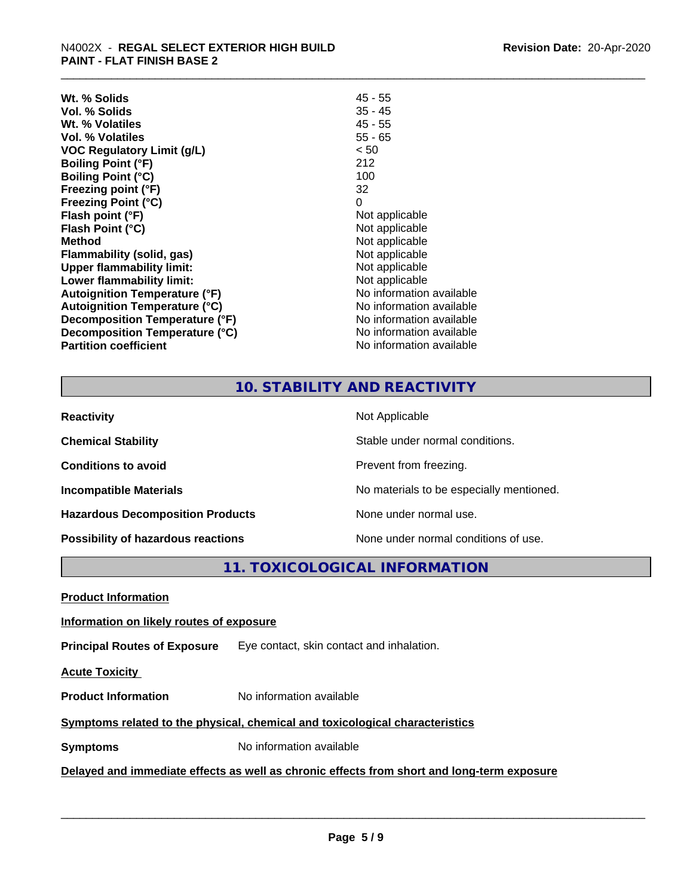| | |
|---|---|
| **Wt. % Solids** | 45 - 55 |
| **Vol. % Solids** | 35 - 45 |
| **Wt. % Volatiles** | 45 - 55 |
| **Vol. % Volatiles** | 55 - 65 |
| **VOC Regulatory Limit (g/L)** | < 50 |
| **Boiling Point (°F)** | 212 |
| **Boiling Point (°C)** | 100 |
| **Freezing point (°F)** | 32 |
| **Freezing Point (°C)** | 0 |
| **Flash point (°F)** | Not applicable |
| **Flash Point (°C)** | Not applicable |
| **Method** | Not applicable |
| **Flammability (solid, gas)** | Not applicable |
| **Upper flammability limit:** | Not applicable |
| **Lower flammability limit:** | Not applicable |
| **Autoignition Temperature (°F)** | No information available |
| **Autoignition Temperature (°C)** | No information available |
| **Decomposition Temperature (°F)** | No information available |
| **Decomposition Temperature (°C)** | No information available |
| **Partition coefficient** | No information available |

## 10. STABILITY AND REACTIVITY

| | |
|---|---|
| **Reactivity** | Not Applicable |
| **Chemical Stability** | Stable under normal conditions. |
| **Conditions to avoid** | Prevent from freezing. |
| **Incompatible Materials** | No materials to be especially mentioned. |
| **Hazardous Decomposition Products** | None under normal use. |
| **Possibility of hazardous reactions** | None under normal conditions of use. |

## 11. TOXICOLOGICAL INFORMATION

**Product Information**

**Information on likely routes of exposure**

**Principal Routes of Exposure** Eye contact, skin contact and inhalation.

**Acute Toxicity**

**Product Information** No information available

**Symptoms related to the physical, chemical and toxicological characteristics**

**Symptoms** No information available

**Delayed and immediate effects as well as chronic effects from short and long-term exposure**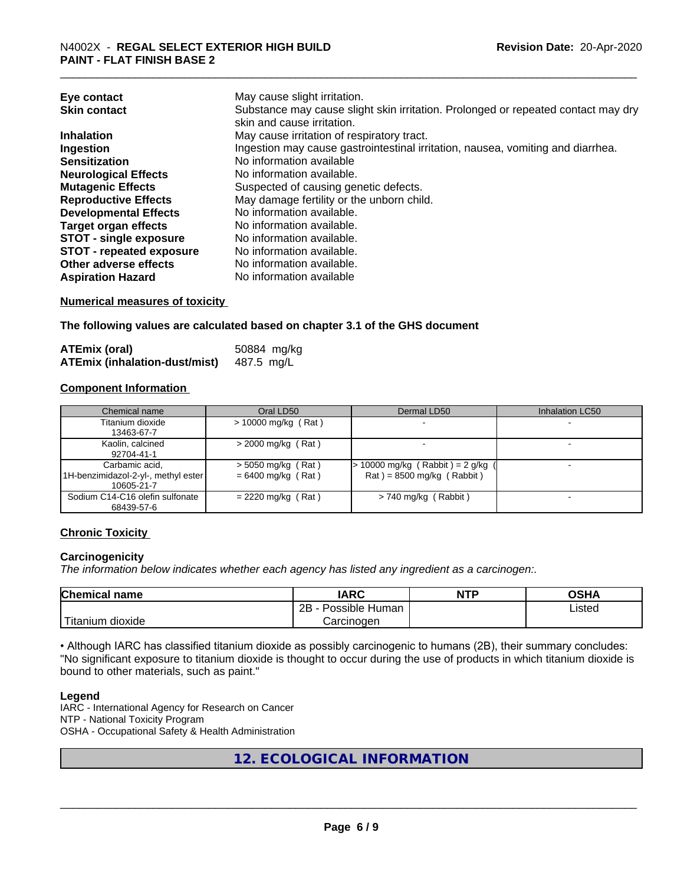| | |
|---|---|
| **Eye contact** | May cause slight irritation. |
| **Skin contact** | Substance may cause slight skin irritation. Prolonged or repeated contact may dry skin and cause irritation. |
| **Inhalation** | May cause irritation of respiratory tract. |
| **Ingestion** | Ingestion may cause gastrointestinal irritation, nausea, vomiting and diarrhea. |
| **Sensitization** | No information available |
| **Neurological Effects** | No information available. |
| **Mutagenic Effects** | Suspected of causing genetic defects. |
| **Reproductive Effects** | May damage fertility or the unborn child. |
| **Developmental Effects** | No information available. |
| **Target organ effects** | No information available. |
| **STOT - single exposure** | No information available. |
| **STOT - repeated exposure** | No information available. |
| **Other adverse effects** | No information available. |
| **Aspiration Hazard** | No information available |

**Numerical measures of toxicity**

**The following values are calculated based on chapter 3.1 of the GHS document**

| | |
|---|---|
| **ATEmix (oral)** | 50884 mg/kg |
| **ATEmix (inhalation-dust/mist)** | 487.5 mg/L |

**Component Information**

| Chemical name | Oral LD50 | Dermal LD50 | Inhalation LC50 |
|---|---|---|---|
| Titanium dioxide 13463-67-7 | > 10000 mg/kg ( Rat ) | - | - |
| Kaolin, calcined 92704-41-1 | > 2000 mg/kg ( Rat ) | - | - |
| Carbamic acid, 1H-benzimidazol-2-yl-, methyl ester 10605-21-7 | > 5050 mg/kg ( Rat ) = 6400 mg/kg ( Rat ) | > 10000 mg/kg ( Rabbit ) = 2 g/kg ( Rat ) = 8500 mg/kg ( Rabbit ) | - |
| Sodium C14-C16 olefin sulfonate 68439-57-6 | = 2220 mg/kg ( Rat ) | > 740 mg/kg ( Rabbit ) | - |

**Chronic Toxicity**

**Carcinogenicity**

*The information below indicates whether each agency has listed any ingredient as a carcinogen:.*

| Chemical name | IARC | NTP | OSHA |
|---|---|---|---|
| Titanium dioxide | 2B - Possible Human Carcinogen | | Listed |

• Although IARC has classified titanium dioxide as possibly carcinogenic to humans (2B), their summary concludes: "No significant exposure to titanium dioxide is thought to occur during the use of products in which titanium dioxide is bound to other materials, such as paint."

**Legend**

IARC - International Agency for Research on Cancer
NTP - National Toxicity Program
OSHA - Occupational Safety & Health Administration

## 12. ECOLOGICAL INFORMATION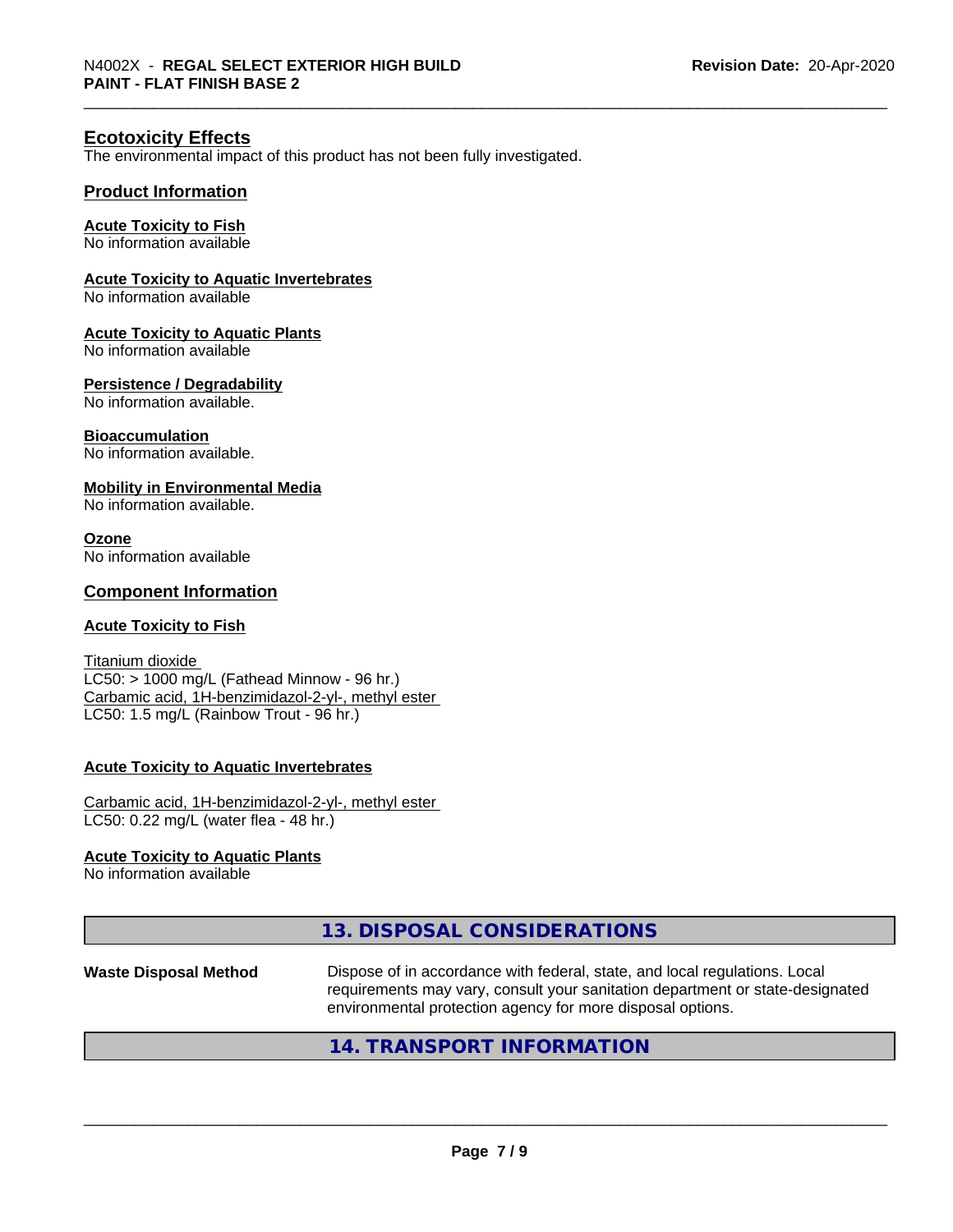## Ecotoxicity Effects

The environmental impact of this product has not been fully investigated.

### Product Information

**Acute Toxicity to Fish**
No information available

**Acute Toxicity to Aquatic Invertebrates**
No information available

**Acute Toxicity to Aquatic Plants**
No information available

**Persistence / Degradability**
No information available.

**Bioaccumulation**
No information available.

**Mobility in Environmental Media**
No information available.

**Ozone**
No information available

### Component Information

**Acute Toxicity to Fish**

Titanium dioxide
LC50: > 1000 mg/L (Fathead Minnow - 96 hr.)
Carbamic acid, 1H-benzimidazol-2-yl-, methyl ester
LC50: 1.5 mg/L (Rainbow Trout - 96 hr.)

**Acute Toxicity to Aquatic Invertebrates**

Carbamic acid, 1H-benzimidazol-2-yl-, methyl ester
LC50: 0.22 mg/L (water flea - 48 hr.)

**Acute Toxicity to Aquatic Plants**
No information available

## 13. DISPOSAL CONSIDERATIONS

**Waste Disposal Method** Dispose of in accordance with federal, state, and local regulations. Local requirements may vary, consult your sanitation department or state-designated environmental protection agency for more disposal options.

## 14. TRANSPORT INFORMATION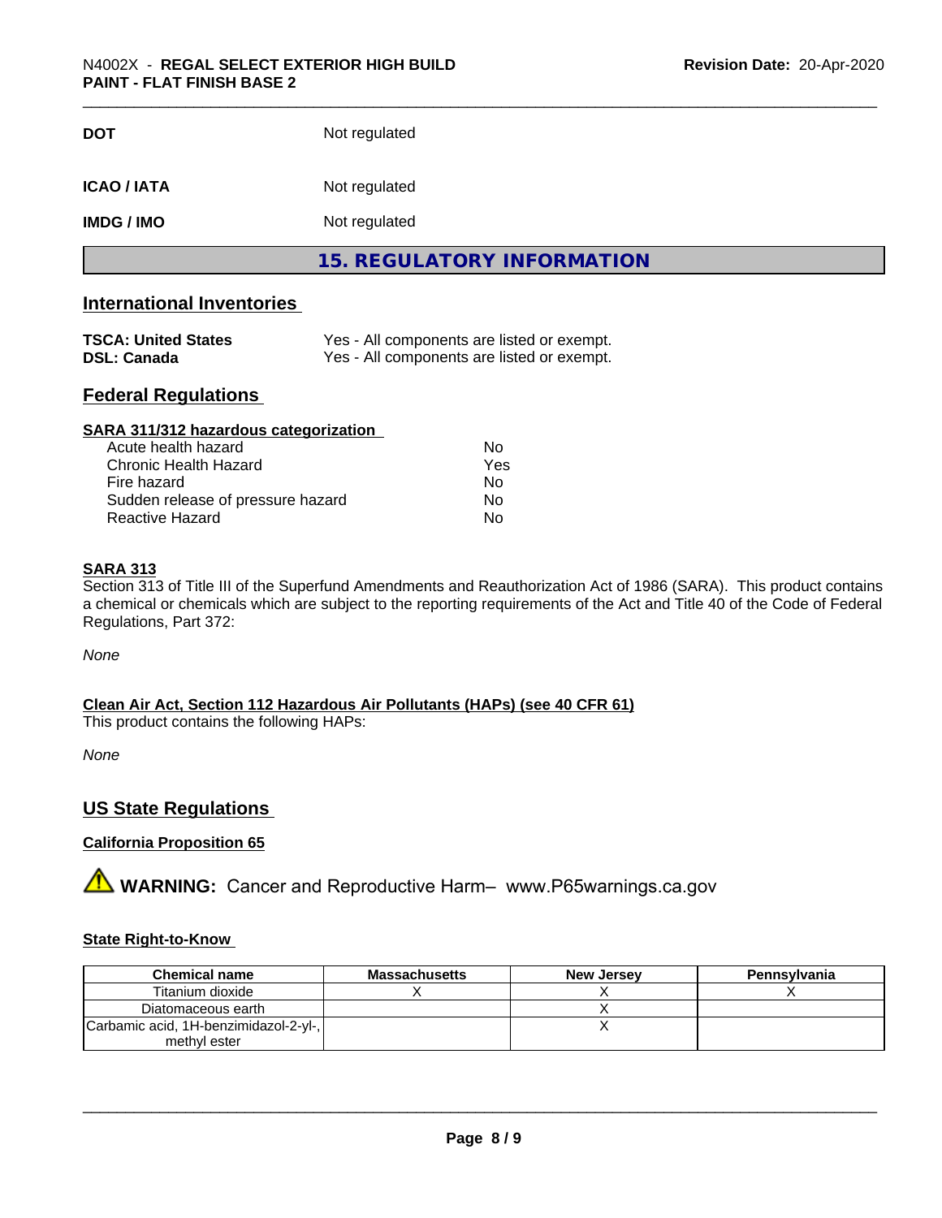| | |
|---|---|
| **DOT** | Not regulated |
| **ICAO / IATA** | Not regulated |
| **IMDG / IMO** | Not regulated |

# 15. REGULATORY INFORMATION

## International Inventories

| | |
|---|---|
| **TSCA: United States** | Yes - All components are listed or exempt. |
| **DSL: Canada** | Yes - All components are listed or exempt. |

## Federal Regulations

### SARA 311/312 hazardous categorization

| | |
|---|---|
| Acute health hazard | No |
| Chronic Health Hazard | Yes |
| Fire hazard | No |
| Sudden release of pressure hazard | No |
| Reactive Hazard | No |

### SARA 313

Section 313 of Title III of the Superfund Amendments and Reauthorization Act of 1986 (SARA). This product contains a chemical or chemicals which are subject to the reporting requirements of the Act and Title 40 of the Code of Federal Regulations, Part 372:

*None*

### Clean Air Act, Section 112 Hazardous Air Pollutants (HAPs) (see 40 CFR 61)

This product contains the following HAPs:

*None*

## US State Regulations

### California Proposition 65

⚠ **WARNING:** Cancer and Reproductive Harm– www.P65warnings.ca.gov

### State Right-to-Know

| Chemical name | Massachusetts | New Jersey | Pennsylvania |
|---|---|---|---|
| Titanium dioxide | X | X | X |
| Diatomaceous earth | | X | |
| Carbamic acid, 1H-benzimidazol-2-yl-, methyl ester | | X | |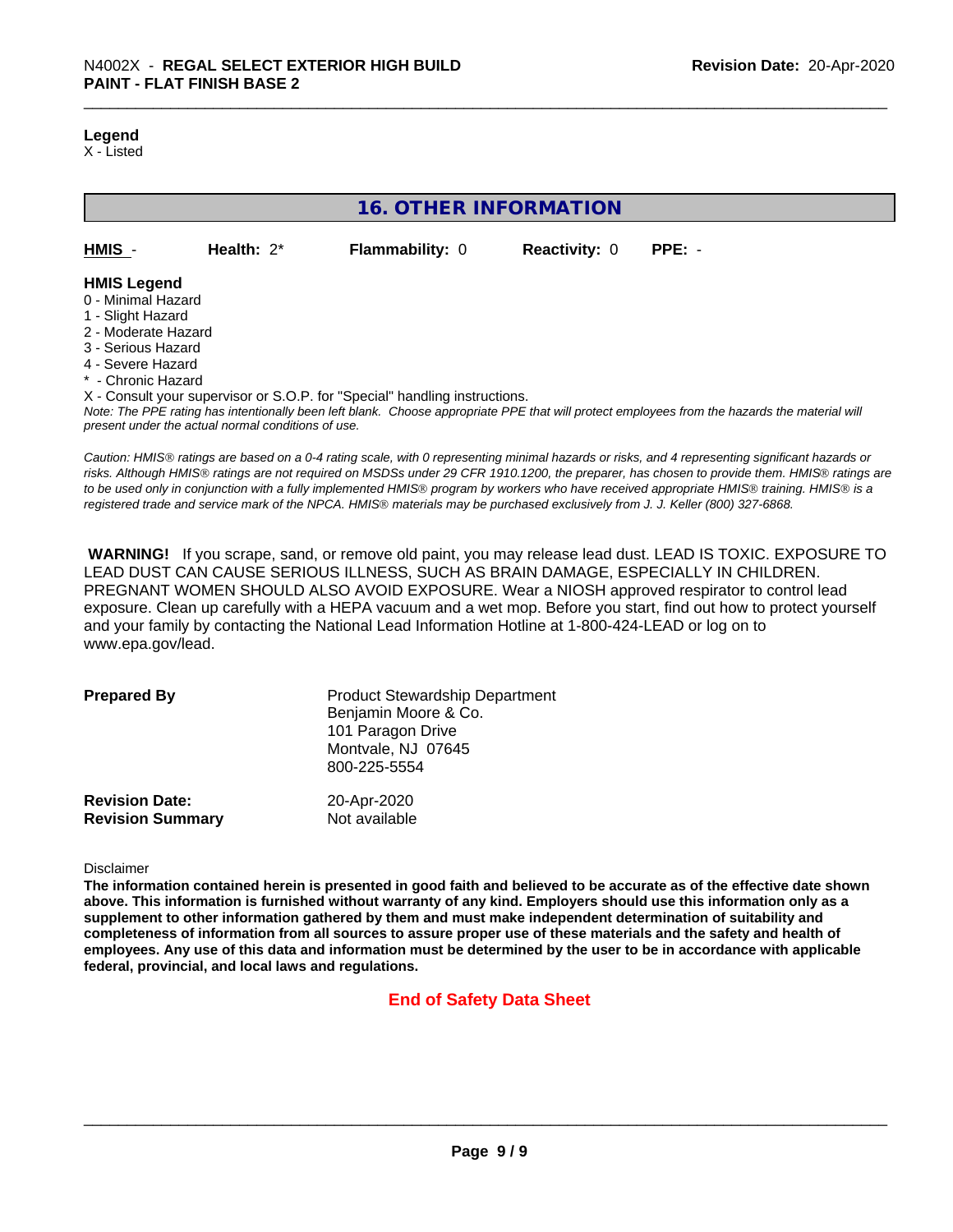**Legend**
X - Listed

## 16. OTHER INFORMATION

| **HMIS** - | **Health:** 2* | **Flammability:** 0 | **Reactivity:** 0 | **PPE:** - |
|---|---|---|---|---|

**HMIS Legend**
0 - Minimal Hazard
1 - Slight Hazard
2 - Moderate Hazard
3 - Serious Hazard
4 - Severe Hazard
* - Chronic Hazard
X - Consult your supervisor or S.O.P. for "Special" handling instructions.
*Note: The PPE rating has intentionally been left blank. Choose appropriate PPE that will protect employees from the hazards the material will present under the actual normal conditions of use.*

*Caution: HMIS® ratings are based on a 0-4 rating scale, with 0 representing minimal hazards or risks, and 4 representing significant hazards or risks. Although HMIS® ratings are not required on MSDSs under 29 CFR 1910.1200, the preparer, has chosen to provide them. HMIS® ratings are to be used only in conjunction with a fully implemented HMIS® program by workers who have received appropriate HMIS® training. HMIS® is a registered trade and service mark of the NPCA. HMIS® materials may be purchased exclusively from J. J. Keller (800) 327-6868.*

**WARNING!** If you scrape, sand, or remove old paint, you may release lead dust. LEAD IS TOXIC. EXPOSURE TO LEAD DUST CAN CAUSE SERIOUS ILLNESS, SUCH AS BRAIN DAMAGE, ESPECIALLY IN CHILDREN. PREGNANT WOMEN SHOULD ALSO AVOID EXPOSURE. Wear a NIOSH approved respirator to control lead exposure. Clean up carefully with a HEPA vacuum and a wet mop. Before you start, find out how to protect yourself and your family by contacting the National Lead Information Hotline at 1-800-424-LEAD or log on to www.epa.gov/lead.

| | |
|---|---|
| **Prepared By** | Product Stewardship Department<br>Benjamin Moore & Co.<br>101 Paragon Drive<br>Montvale, NJ 07645<br>800-225-5554 |
| **Revision Date:** | 20-Apr-2020 |
| **Revision Summary** | Not available |

Disclaimer
**The information contained herein is presented in good faith and believed to be accurate as of the effective date shown above. This information is furnished without warranty of any kind. Employers should use this information only as a supplement to other information gathered by them and must make independent determination of suitability and completeness of information from all sources to assure proper use of these materials and the safety and health of employees. Any use of this data and information must be determined by the user to be in accordance with applicable federal, provincial, and local laws and regulations.**

**End of Safety Data Sheet**